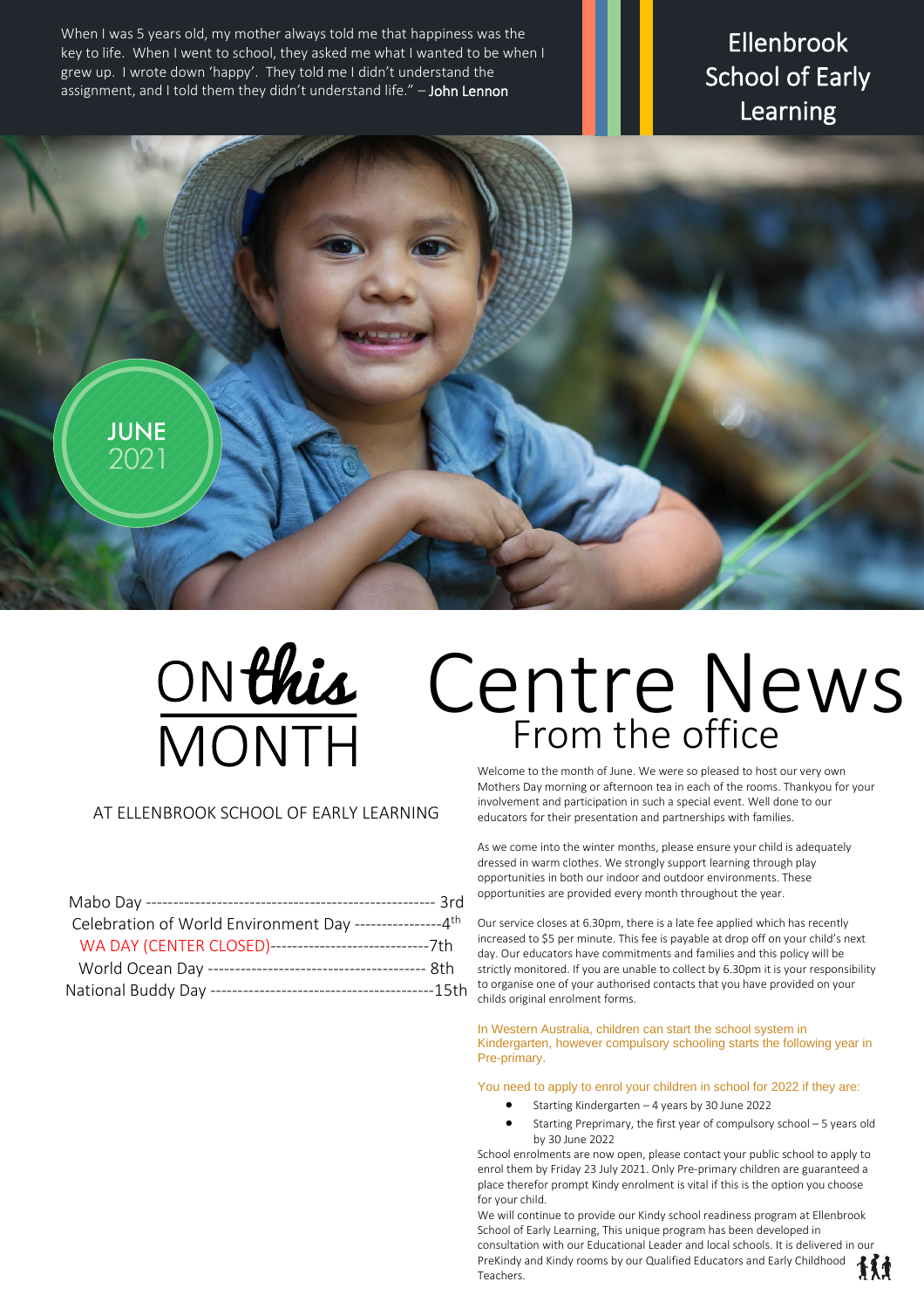When I was 5 years old, my mother always told me that happiness was the key to life. When I went to school, they asked me what I wanted to be when I grew up. I wrote down 'happy'. They told me I didn't understand the assignment, and I told them they didn't understand life." – **John Lennon**

# Ellenbrook School of Early Learning

**JUNE** 2021

## ON *this* MONTH

AT ELLENBROOK SCHOOL OF EARLY LEARNING

Mabo Day ---------------------------------------------------- 3rd
Celebration of World Environment Day ----------------4th
WA DAY (CENTER CLOSED)-----------------------------7th
World Ocean Day ---------------------------------------- 8th
National Buddy Day -----------------------------------------15th

# Centre News

## From the office

Welcome to the month of June. We were so pleased to host our very own Mothers Day morning or afternoon tea in each of the rooms. Thankyou for your involvement and participation in such a special event. Well done to our educators for their presentation and partnerships with families.

As we come into the winter months, please ensure your child is adequately dressed in warm clothes. We strongly support learning through play opportunities in both our indoor and outdoor environments. These opportunities are provided every month throughout the year.

Our service closes at 6.30pm, there is a late fee applied which has recently increased to $5 per minute. This fee is payable at drop off on your child's next day. Our educators have commitments and families and this policy will be strictly monitored. If you are unable to collect by 6.30pm it is your responsibility to organise one of your authorised contacts that you have provided on your childs original enrolment forms.

In Western Australia, children can start the school system in Kindergarten, however compulsory schooling starts the following year in Pre-primary.

You need to apply to enrol your children in school for 2022 if they are:

- Starting Kindergarten – 4 years by 30 June 2022
- Starting Preprimary, the first year of compulsory school – 5 years old by 30 June 2022

School enrolments are now open, please contact your public school to apply to enrol them by Friday 23 July 2021. Only Pre-primary children are guaranteed a place therefor prompt Kindy enrolment is vital if this is the option you choose for your child.

We will continue to provide our Kindy school readiness program at Ellenbrook School of Early Learning, This unique program has been developed in consultation with our Educational Leader and local schools. It is delivered in our PreKindy and Kindy rooms by our Qualified Educators and Early Childhood Teachers.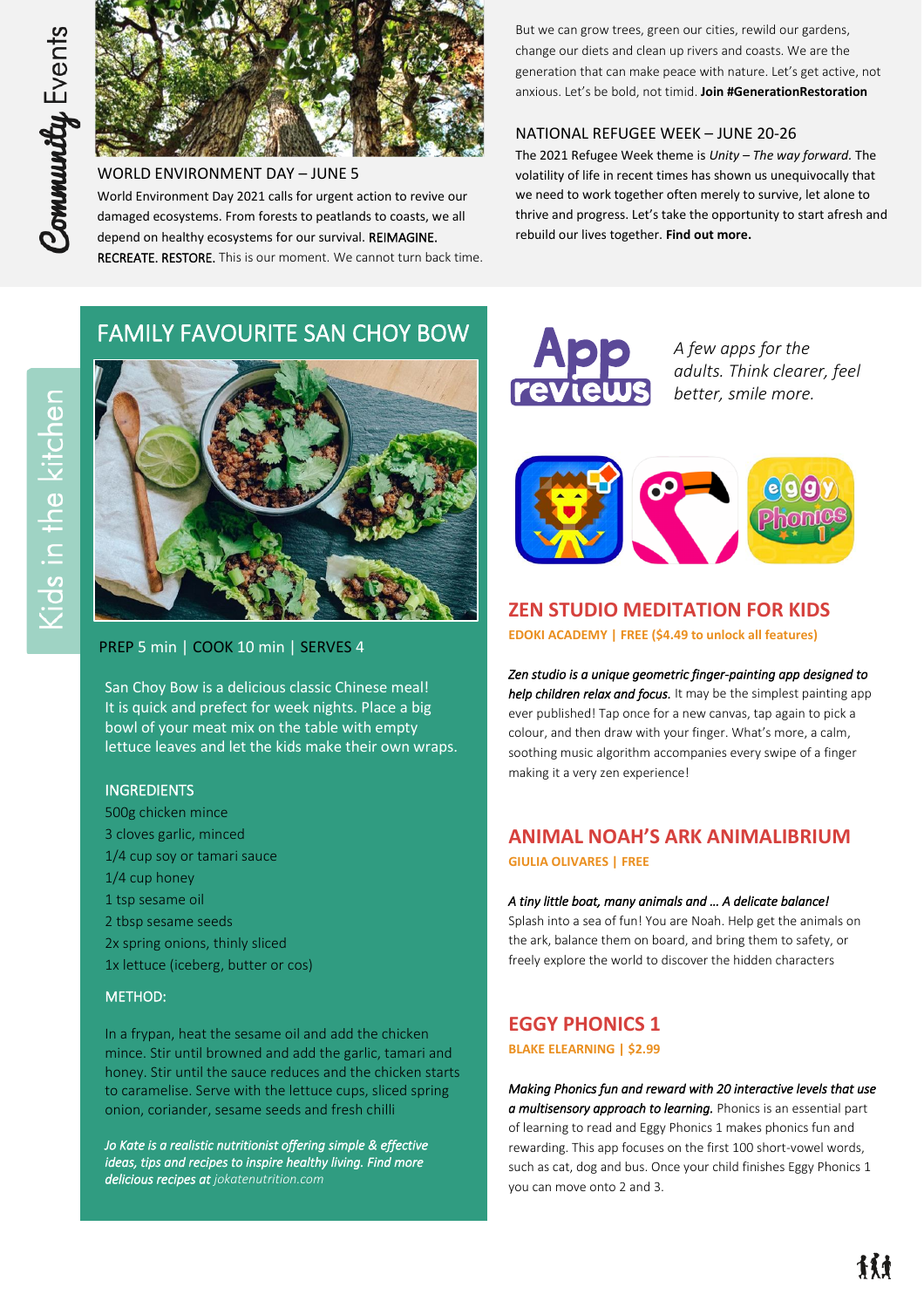# Community Events

## WORLD ENVIRONMENT DAY – JUNE 5

World Environment Day 2021 calls for urgent action to revive our damaged ecosystems. From forests to peatlands to coasts, we all depend on healthy ecosystems for our survival. REIMAGINE. RECREATE. RESTORE. This is our moment. We cannot turn back time.

But we can grow trees, green our cities, rewild our gardens, change our diets and clean up rivers and coasts. We are the generation that can make peace with nature. Let's get active, not anxious. Let's be bold, not timid. **Join #GenerationRestoration**

## NATIONAL REFUGEE WEEK – JUNE 20-26

The 2021 Refugee Week theme is *Unity – The way forward.* The volatility of life in recent times has shown us unequivocally that we need to work together often merely to survive, let alone to thrive and progress. Let's take the opportunity to start afresh and rebuild our lives together. **Find out more.**

# Kids in the kitchen

## FAMILY FAVOURITE SAN CHOY BOW

PREP 5 min | COOK 10 min | SERVES 4

San Choy Bow is a delicious classic Chinese meal! It is quick and prefect for week nights. Place a big bowl of your meat mix on the table with empty lettuce leaves and let the kids make their own wraps.

### INGREDIENTS

- 500g chicken mince
- 3 cloves garlic, minced
- 1/4 cup soy or tamari sauce
- 1/4 cup honey
- 1 tsp sesame oil
- 2 tbsp sesame seeds
- 2x spring onions, thinly sliced
- 1x lettuce (iceberg, butter or cos)

### METHOD:

In a frypan, heat the sesame oil and add the chicken mince. Stir until browned and add the garlic, tamari and honey. Stir until the sauce reduces and the chicken starts to caramelise. Serve with the lettuce cups, sliced spring onion, coriander, sesame seeds and fresh chilli

***Jo Kate is a realistic nutritionist offering simple & effective ideas, tips and recipes to inspire healthy living. Find more delicious recipes at*** *jokatenutrition.com*

# App reviews

*A few apps for the adults. Think clearer, feel better, smile more.*

## ZEN STUDIO MEDITATION FOR KIDS

**EDOKI ACADEMY | FREE ($4.49 to unlock all features)**

***Zen studio is a unique geometric finger-painting app designed to help children relax and focus.*** It may be the simplest painting app ever published! Tap once for a new canvas, tap again to pick a colour, and then draw with your finger. What's more, a calm, soothing music algorithm accompanies every swipe of a finger making it a very zen experience!

## ANIMAL NOAH'S ARK ANIMALIBRIUM

**GIULIA OLIVARES | FREE**

***A tiny little boat, many animals and … A delicate balance!*** Splash into a sea of fun! You are Noah. Help get the animals on the ark, balance them on board, and bring them to safety, or freely explore the world to discover the hidden characters

## EGGY PHONICS 1

**BLAKE ELEARNING | $2.99**

***Making Phonics fun and reward with 20 interactive levels that use a multisensory approach to learning.*** Phonics is an essential part of learning to read and Eggy Phonics 1 makes phonics fun and rewarding. This app focuses on the first 100 short-vowel words, such as cat, dog and bus. Once your child finishes Eggy Phonics 1 you can move onto 2 and 3.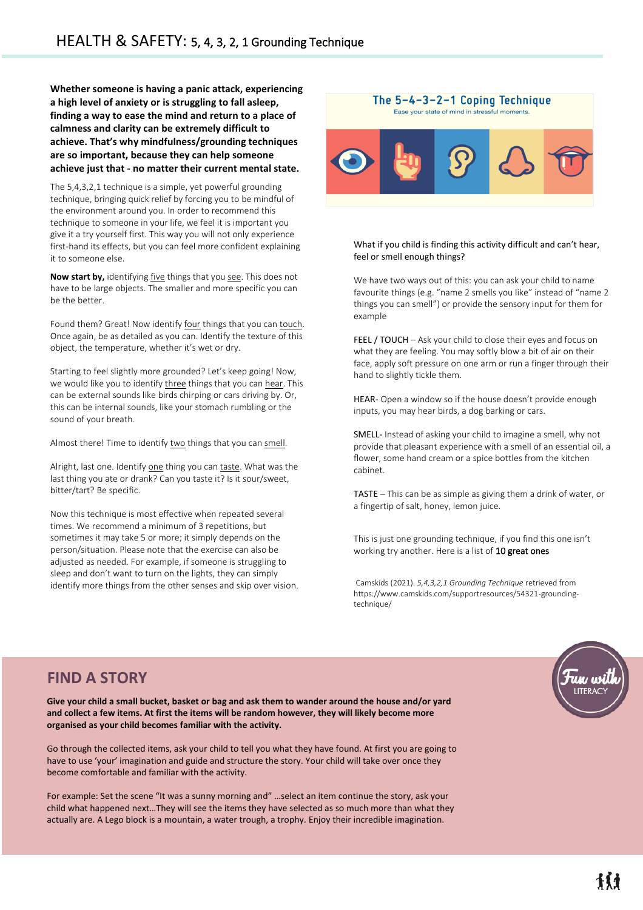# HEALTH & SAFETY: 5, 4, 3, 2, 1 Grounding Technique

**Whether someone is having a panic attack, experiencing a high level of anxiety or is struggling to fall asleep, finding a way to ease the mind and return to a place of calmness and clarity can be extremely difficult to achieve. That's why mindfulness/grounding techniques are so important, because they can help someone achieve just that - no matter their current mental state.**

The 5,4,3,2,1 technique is a simple, yet powerful grounding technique, bringing quick relief by forcing you to be mindful of the environment around you. In order to recommend this technique to someone in your life, we feel it is important you give it a try yourself first. This way you will not only experience first-hand its effects, but you can feel more confident explaining it to someone else.

**Now start by,** identifying five things that you see. This does not have to be large objects. The smaller and more specific you can be the better.

Found them? Great! Now identify four things that you can touch. Once again, be as detailed as you can. Identify the texture of this object, the temperature, whether it's wet or dry.

Starting to feel slightly more grounded? Let's keep going! Now, we would like you to identify three things that you can hear. This can be external sounds like birds chirping or cars driving by. Or, this can be internal sounds, like your stomach rumbling or the sound of your breath.

Almost there! Time to identify two things that you can smell.

Alright, last one. Identify one thing you can taste. What was the last thing you ate or drank? Can you taste it? Is it sour/sweet, bitter/tart? Be specific.

Now this technique is most effective when repeated several times. We recommend a minimum of 3 repetitions, but sometimes it may take 5 or more; it simply depends on the person/situation. Please note that the exercise can also be adjusted as needed. For example, if someone is struggling to sleep and don't want to turn on the lights, they can simply identify more things from the other senses and skip over vision.

**The 5-4-3-2-1 Coping Technique**

Ease your state of mind in stressful moments.

What if you child is finding this activity difficult and can't hear, feel or smell enough things?

We have two ways out of this: you can ask your child to name favourite things (e.g. "name 2 smells you like" instead of "name 2 things you can smell") or provide the sensory input for them for example

FEEL / TOUCH – Ask your child to close their eyes and focus on what they are feeling. You may softly blow a bit of air on their face, apply soft pressure on one arm or run a finger through their hand to slightly tickle them.

HEAR- Open a window so if the house doesn't provide enough inputs, you may hear birds, a dog barking or cars.

SMELL- Instead of asking your child to imagine a smell, why not provide that pleasant experience with a smell of an essential oil, a flower, some hand cream or a spice bottles from the kitchen cabinet.

TASTE – This can be as simple as giving them a drink of water, or a fingertip of salt, honey, lemon juice.

This is just one grounding technique, if you find this one isn't working try another. Here is a list of **10 great ones**

Camskids (2021). *5,4,3,2,1 Grounding Technique* retrieved from https://www.camskids.com/supportresources/54321-grounding-technique/

## FIND A STORY

Fun with LITERACY

**Give your child a small bucket, basket or bag and ask them to wander around the house and/or yard and collect a few items. At first the items will be random however, they will likely become more organised as your child becomes familiar with the activity.**

Go through the collected items, ask your child to tell you what they have found. At first you are going to have to use 'your' imagination and guide and structure the story. Your child will take over once they become comfortable and familiar with the activity.

For example: Set the scene "It was a sunny morning and" …select an item continue the story, ask your child what happened next…They will see the items they have selected as so much more than what they actually are. A Lego block is a mountain, a water trough, a trophy. Enjoy their incredible imagination.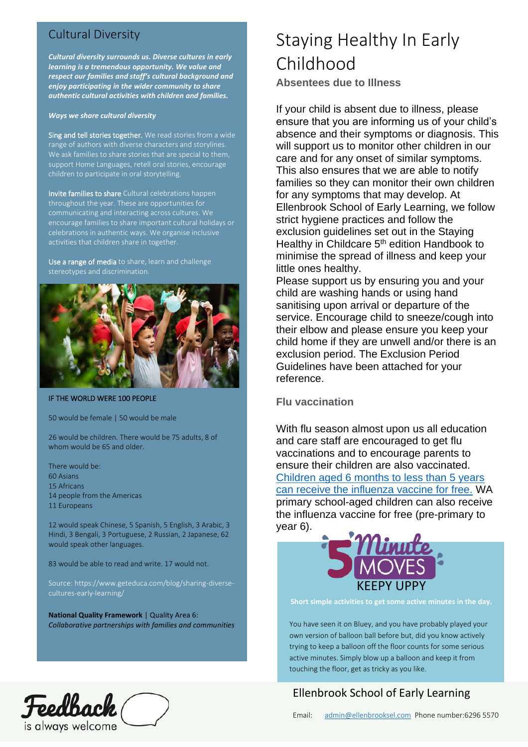## Cultural Diversity

***Cultural diversity surrounds us. Diverse cultures in early learning is a tremendous opportunity. We value and respect our families and staff's cultural background and enjoy participating in the wider community to share authentic cultural activities with children and families.***

***Ways we share cultural diversity***

Sing and tell stories together. We read stories from a wide range of authors with diverse characters and storylines. We ask families to share stories that are special to them, support Home Languages, retell oral stories, encourage children to participate in oral storytelling.

Invite families to share Cultural celebrations happen throughout the year. These are opportunities for communicating and interacting across cultures. We encourage families to share important cultural holidays or celebrations in authentic ways. We organise inclusive activities that children share in together.

Use a range of media to share, learn and challenge stereotypes and discrimination.

IF THE WORLD WERE 100 PEOPLE

50 would be female | 50 would be male

26 would be children. There would be 75 adults, 8 of whom would be 65 and older.

There would be:
60 Asians
15 Africans
14 people from the Americas
11 Europeans

12 would speak Chinese, 5 Spanish, 5 English, 3 Arabic, 3 Hindi, 3 Bengali, 3 Portuguese, 2 Russian, 2 Japanese, 62 would speak other languages.

83 would be able to read and write. 17 would not.

Source: https://www.geteduca.com/blog/sharing-diverse-cultures-early-learning/

**National Quality Framework** | Quality Area 6:
*Collaborative partnerships with families and communities*

# Staying Healthy In Early Childhood

### Absentees due to Illness

If your child is absent due to illness, please ensure that you are informing us of your child's absence and their symptoms or diagnosis. This will support us to monitor other children in our care and for any onset of similar symptoms. This also ensures that we are able to notify families so they can monitor their own children for any symptoms that may develop. At Ellenbrook School of Early Learning, we follow strict hygiene practices and follow the exclusion guidelines set out in the Staying Healthy in Childcare 5th edition Handbook to minimise the spread of illness and keep your little ones healthy.

Please support us by ensuring you and your child are washing hands or using hand sanitising upon arrival or departure of the service. Encourage child to sneeze/cough into their elbow and please ensure you keep your child home if they are unwell and/or there is an exclusion period. The Exclusion Period Guidelines have been attached for your reference.

### Flu vaccination

With flu season almost upon us all education and care staff are encouraged to get flu vaccinations and to encourage parents to ensure their children are also vaccinated. Children aged 6 months to less than 5 years can receive the influenza vaccine for free. WA primary school-aged children can also receive the influenza vaccine for free (pre-primary to year 6).

5 Minute MOVES
KEEPY UPPY

**Short simple activities to get some active minutes in the day.**

You have seen it on Bluey, and you have probably played your own version of balloon ball before but, did you know actively trying to keep a balloon off the floor counts for some serious active minutes. Simply blow up a balloon and keep it from touching the floor, get as tricky as you like.

Feedback is always welcome

Ellenbrook School of Early Learning

Email: admin@ellenbrooksel.com Phone number:6296 5570